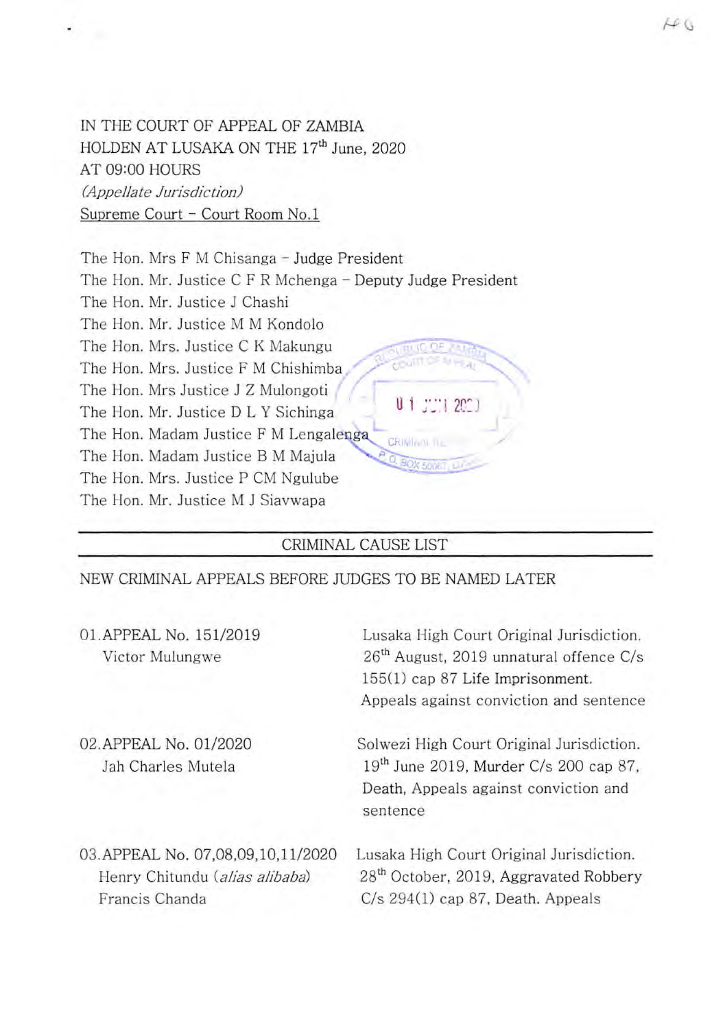IN THE COURT OF APPEAL OF ZAMBIA
HOLDEN AT LUSAKA ON THE 17th June, 2020
AT 09:00 HOURS
*(Appellate Jurisdiction)*
Supreme Court – Court Room No.1

The Hon. Mrs F M Chisanga – Judge President
The Hon. Mr. Justice C F R Mchenga – Deputy Judge President
The Hon. Mr. Justice J Chashi
The Hon. Mr. Justice M M Kondolo
The Hon. Mrs. Justice C K Makungu
The Hon. Mrs. Justice F M Chishimba
The Hon. Mrs Justice J Z Mulongoti
The Hon. Mr. Justice D L Y Sichinga
The Hon. Madam Justice F M Lengalenga
The Hon. Madam Justice B M Majula
The Hon. Mrs. Justice P CM Ngulube
The Hon. Mr. Justice M J Siavwapa

---

CRIMINAL CAUSE LIST

---

NEW CRIMINAL APPEALS BEFORE JUDGES TO BE NAMED LATER

01. APPEAL No. 151/2019
Victor Mulungwe

Lusaka High Court Original Jurisdiction. 26th August, 2019 unnatural offence C/s 155(1) cap 87 Life Imprisonment. Appeals against conviction and sentence

02. APPEAL No. 01/2020
Jah Charles Mutela

Solwezi High Court Original Jurisdiction. 19th June 2019, Murder C/s 200 cap 87, Death, Appeals against conviction and sentence

03. APPEAL No. 07,08,09,10,11/2020
Henry Chitundu (*alias alibaba*)
Francis Chanda

Lusaka High Court Original Jurisdiction. 28th October, 2019, Aggravated Robbery C/s 294(1) cap 87, Death. Appeals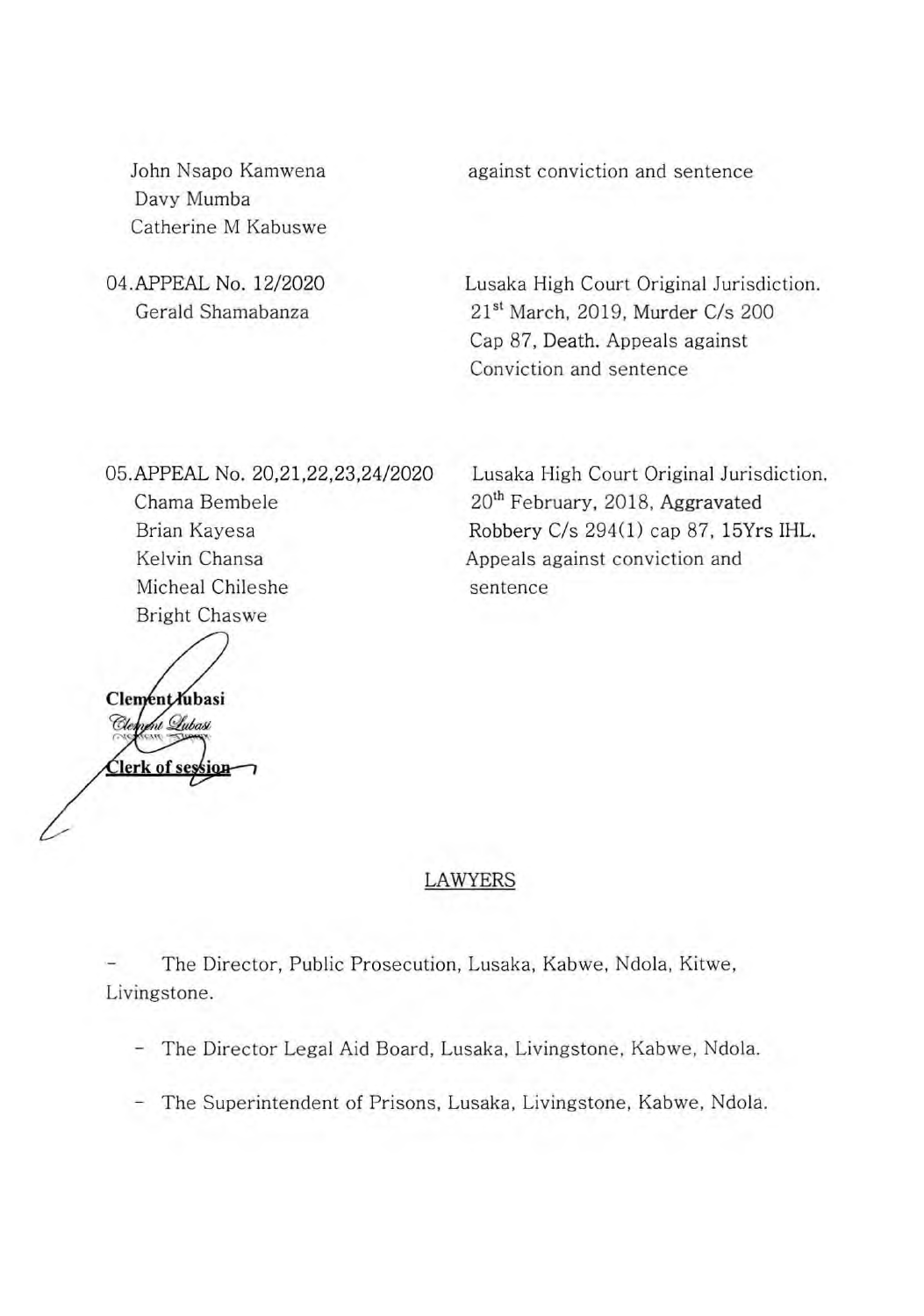| | |
|---|---|
| John Nsapo Kamwena<br>Davy Mumba<br>Catherine M Kabuswe | against conviction and sentence |
| 04. APPEAL No. 12/2020<br>Gerald Shamabanza | Lusaka High Court Original Jurisdiction. 21st March, 2019, Murder C/s 200 Cap 87, Death. Appeals against Conviction and sentence |
| 05. APPEAL No. 20,21,22,23,24/2020<br>Chama Bembele<br>Brian Kayesa<br>Kelvin Chansa<br>Micheal Chileshe<br>Bright Chaswe | Lusaka High Court Original Jurisdiction. 20th February, 2018, Aggravated Robbery C/s 294(1) cap 87, 15Yrs IHL. Appeals against conviction and sentence |

Clement Lubasi
Clerk of session

## LAWYERS

- The Director, Public Prosecution, Lusaka, Kabwe, Ndola, Kitwe, Livingstone.
- The Director Legal Aid Board, Lusaka, Livingstone, Kabwe, Ndola.
- The Superintendent of Prisons, Lusaka, Livingstone, Kabwe, Ndola.